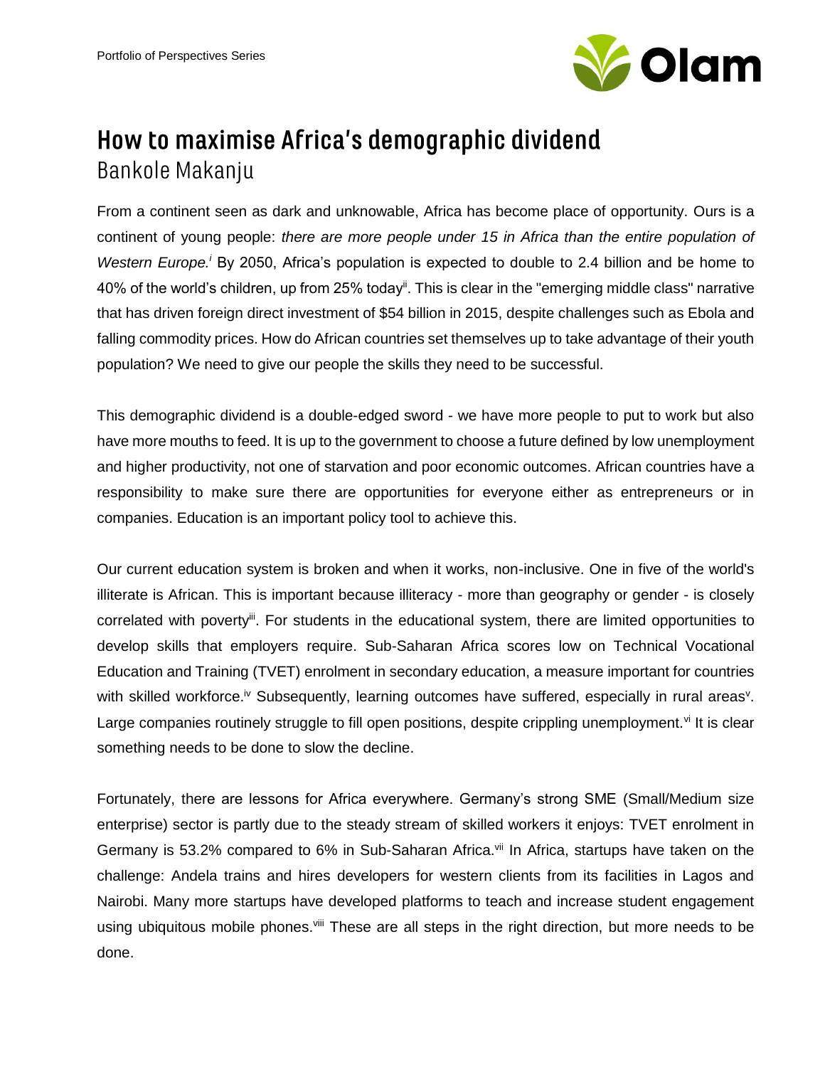Portfolio of Perspectives Series

# How to maximise Africa's demographic dividend

## Bankole Makanju

From a continent seen as dark and unknowable, Africa has become place of opportunity. Ours is a continent of young people: *there are more people under 15 in Africa than the entire population of Western Europe.*[i] By 2050, Africa's population is expected to double to 2.4 billion and be home to 40% of the world's children, up from 25% today[ii]. This is clear in the "emerging middle class" narrative that has driven foreign direct investment of $54 billion in 2015, despite challenges such as Ebola and falling commodity prices. How do African countries set themselves up to take advantage of their youth population? We need to give our people the skills they need to be successful.

This demographic dividend is a double-edged sword - we have more people to put to work but also have more mouths to feed. It is up to the government to choose a future defined by low unemployment and higher productivity, not one of starvation and poor economic outcomes. African countries have a responsibility to make sure there are opportunities for everyone either as entrepreneurs or in companies. Education is an important policy tool to achieve this.

Our current education system is broken and when it works, non-inclusive. One in five of the world's illiterate is African. This is important because illiteracy - more than geography or gender - is closely correlated with poverty[iii]. For students in the educational system, there are limited opportunities to develop skills that employers require. Sub-Saharan Africa scores low on Technical Vocational Education and Training (TVET) enrolment in secondary education, a measure important for countries with skilled workforce.[iv] Subsequently, learning outcomes have suffered, especially in rural areas[v]. Large companies routinely struggle to fill open positions, despite crippling unemployment.[vi] It is clear something needs to be done to slow the decline.

Fortunately, there are lessons for Africa everywhere. Germany's strong SME (Small/Medium size enterprise) sector is partly due to the steady stream of skilled workers it enjoys: TVET enrolment in Germany is 53.2% compared to 6% in Sub-Saharan Africa.[vii] In Africa, startups have taken on the challenge: Andela trains and hires developers for western clients from its facilities in Lagos and Nairobi. Many more startups have developed platforms to teach and increase student engagement using ubiquitous mobile phones.[viii] These are all steps in the right direction, but more needs to be done.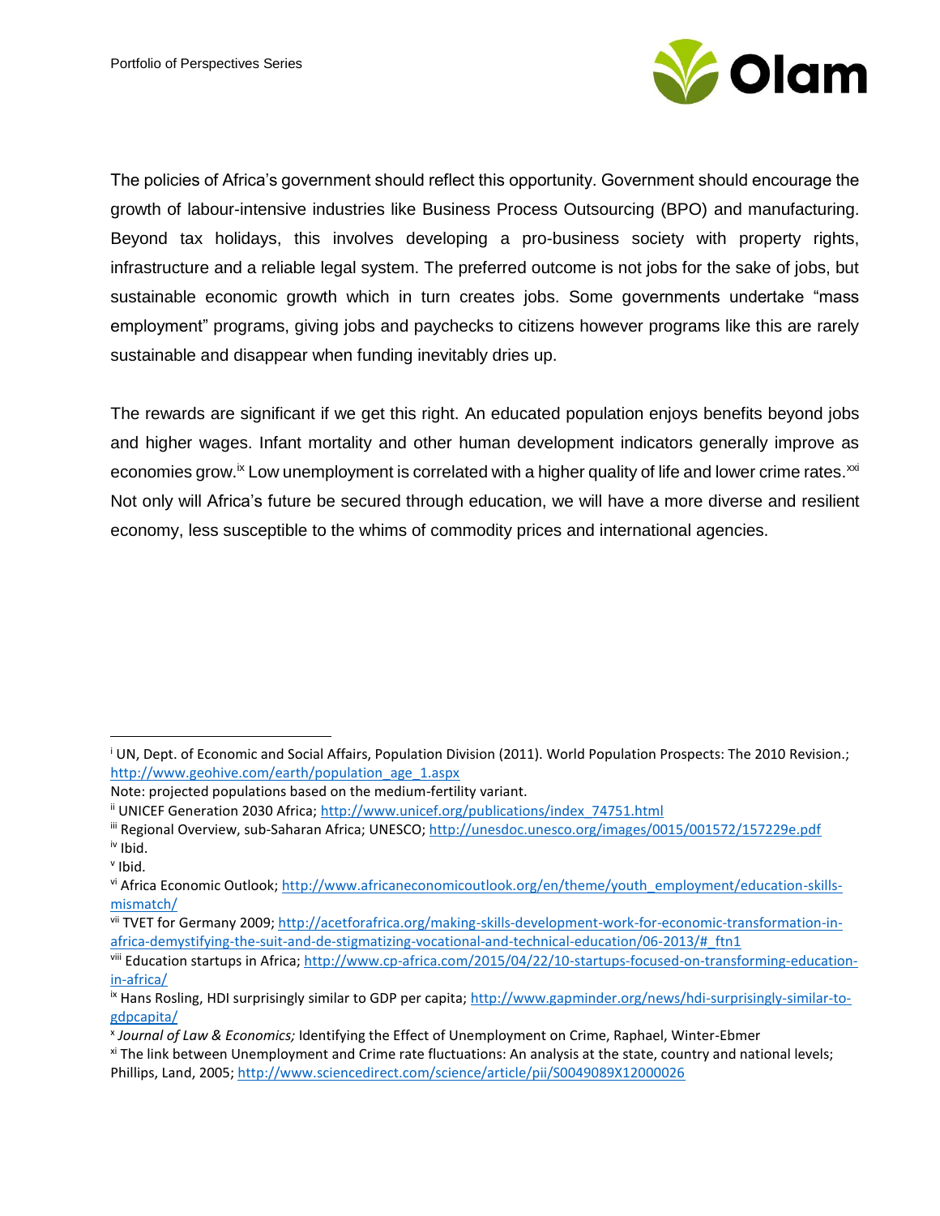The policies of Africa's government should reflect this opportunity. Government should encourage the growth of labour-intensive industries like Business Process Outsourcing (BPO) and manufacturing. Beyond tax holidays, this involves developing a pro-business society with property rights, infrastructure and a reliable legal system. The preferred outcome is not jobs for the sake of jobs, but sustainable economic growth which in turn creates jobs. Some governments undertake "mass employment" programs, giving jobs and paychecks to citizens however programs like this are rarely sustainable and disappear when funding inevitably dries up.

The rewards are significant if we get this right. An educated population enjoys benefits beyond jobs and higher wages. Infant mortality and other human development indicators generally improve as economies grow.[ix] Low unemployment is correlated with a higher quality of life and lower crime rates.[x][xi] Not only will Africa's future be secured through education, we will have a more diverse and resilient economy, less susceptible to the whims of commodity prices and international agencies.

---

[i] UN, Dept. of Economic and Social Affairs, Population Division (2011). World Population Prospects: The 2010 Revision.; http://www.geohive.com/earth/population_age_1.aspx

Note: projected populations based on the medium-fertility variant.

[ii] UNICEF Generation 2030 Africa; http://www.unicef.org/publications/index_74751.html

[iii] Regional Overview, sub-Saharan Africa; UNESCO; http://unesdoc.unesco.org/images/0015/001572/157229e.pdf

[iv] Ibid.

[v] Ibid.

[vi] Africa Economic Outlook; http://www.africaneconomicoutlook.org/en/theme/youth_employment/education-skills-mismatch/

[vii] TVET for Germany 2009; http://acetforafrica.org/making-skills-development-work-for-economic-transformation-in-africa-demystifying-the-suit-and-de-stigmatizing-vocational-and-technical-education/06-2013/#_ftn1

[viii] Education startups in Africa; http://www.cp-africa.com/2015/04/22/10-startups-focused-on-transforming-education-in-africa/

[ix] Hans Rosling, HDI surprisingly similar to GDP per capita; http://www.gapminder.org/news/hdi-surprisingly-similar-to-gdpcapita/

[x] *Journal of Law & Economics;* Identifying the Effect of Unemployment on Crime, Raphael, Winter-Ebmer

[xi] The link between Unemployment and Crime rate fluctuations: An analysis at the state, country and national levels; Phillips, Land, 2005; http://www.sciencedirect.com/science/article/pii/S0049089X12000026